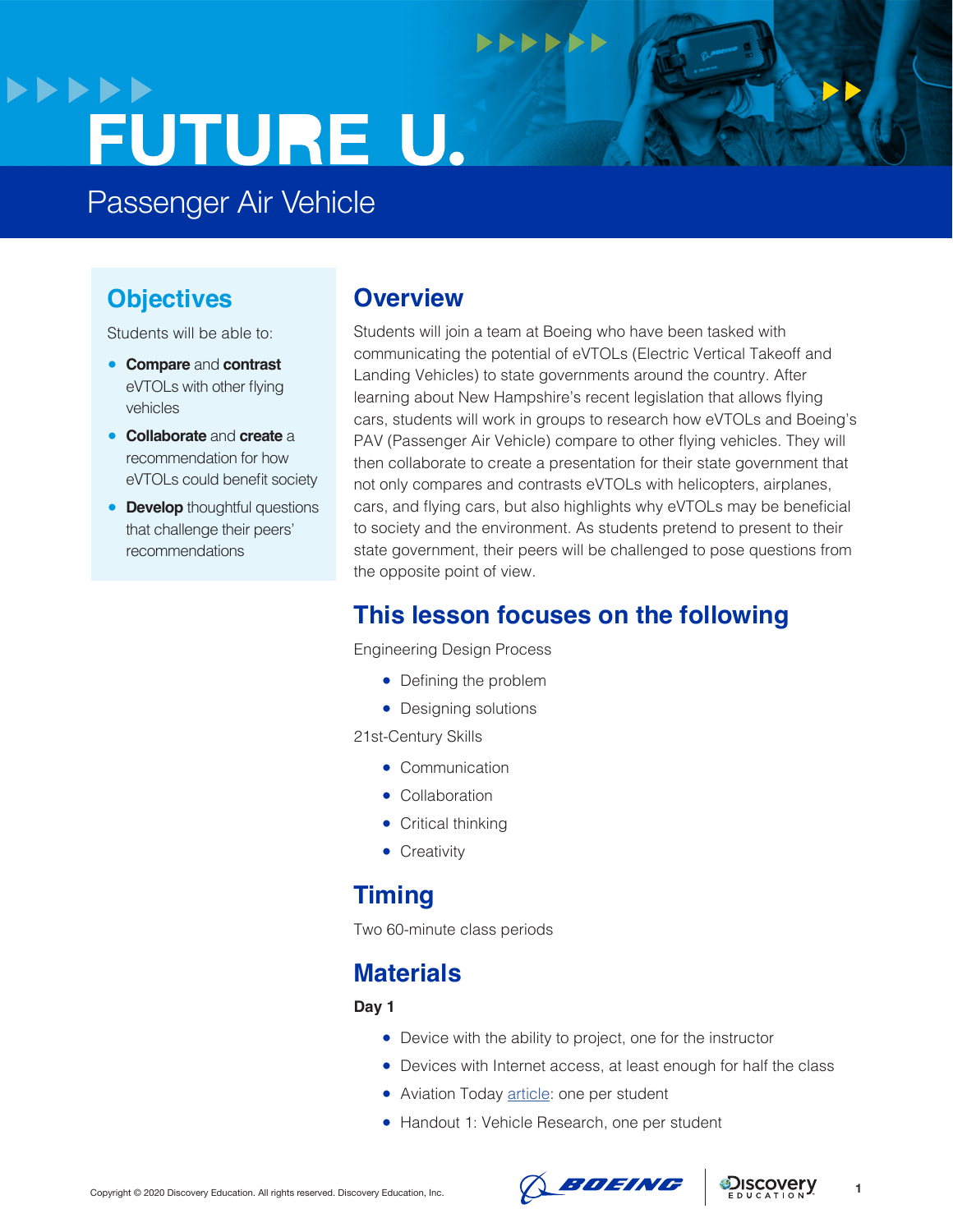# FUTURE U.

## Passenger Air Vehicle

## Objectives

Students will be able to:

- **Compare** and **contrast** eVTOLs with other flying vehicles
- **Collaborate** and **create** a recommendation for how eVTOLs could benefit society
- **Develop** thoughtful questions that challenge their peers' recommendations

## Overview

Students will join a team at Boeing who have been tasked with communicating the potential of eVTOLs (Electric Vertical Takeoff and Landing Vehicles) to state governments around the country. After learning about New Hampshire's recent legislation that allows flying cars, students will work in groups to research how eVTOLs and Boeing's PAV (Passenger Air Vehicle) compare to other flying vehicles. They will then collaborate to create a presentation for their state government that not only compares and contrasts eVTOLs with helicopters, airplanes, cars, and flying cars, but also highlights why eVTOLs may be beneficial to society and the environment. As students pretend to present to their state government, their peers will be challenged to pose questions from the opposite point of view.

## This lesson focuses on the following

Engineering Design Process

- Defining the problem
- Designing solutions

21st-Century Skills

- Communication
- Collaboration
- Critical thinking
- Creativity

## Timing

Two 60-minute class periods

## Materials

**Day 1**

- Device with the ability to project, one for the instructor
- Devices with Internet access, at least enough for half the class
- Aviation Today article: one per student
- Handout 1: Vehicle Research, one per student

Copyright © 2020 Discovery Education. All rights reserved. Discovery Education, Inc.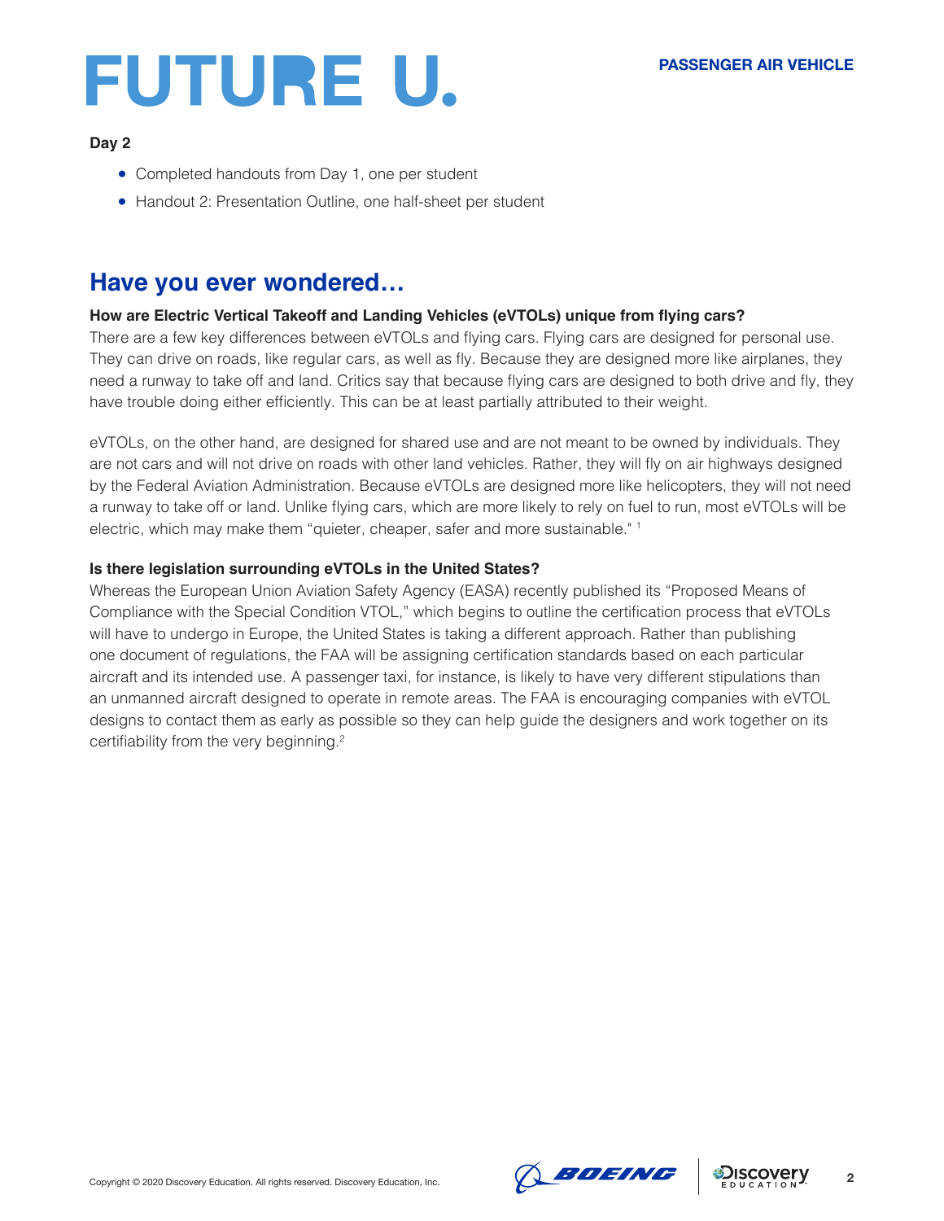**Day 2**

- Completed handouts from Day 1, one per student
- Handout 2: Presentation Outline, one half-sheet per student

## Have you ever wondered…

**How are Electric Vertical Takeoff and Landing Vehicles (eVTOLs) unique from flying cars?**

There are a few key differences between eVTOLs and flying cars. Flying cars are designed for personal use. They can drive on roads, like regular cars, as well as fly. Because they are designed more like airplanes, they need a runway to take off and land. Critics say that because flying cars are designed to both drive and fly, they have trouble doing either efficiently. This can be at least partially attributed to their weight.

eVTOLs, on the other hand, are designed for shared use and are not meant to be owned by individuals. They are not cars and will not drive on roads with other land vehicles. Rather, they will fly on air highways designed by the Federal Aviation Administration. Because eVTOLs are designed more like helicopters, they will not need a runway to take off or land. Unlike flying cars, which are more likely to rely on fuel to run, most eVTOLs will be electric, which may make them "quieter, cheaper, safer and more sustainable." [1]

**Is there legislation surrounding eVTOLs in the United States?**

Whereas the European Union Aviation Safety Agency (EASA) recently published its "Proposed Means of Compliance with the Special Condition VTOL," which begins to outline the certification process that eVTOLs will have to undergo in Europe, the United States is taking a different approach. Rather than publishing one document of regulations, the FAA will be assigning certification standards based on each particular aircraft and its intended use. A passenger taxi, for instance, is likely to have very different stipulations than an unmanned aircraft designed to operate in remote areas. The FAA is encouraging companies with eVTOL designs to contact them as early as possible so they can help guide the designers and work together on its certifiability from the very beginning.[2]

Copyright © 2020 Discovery Education. All rights reserved. Discovery Education, Inc.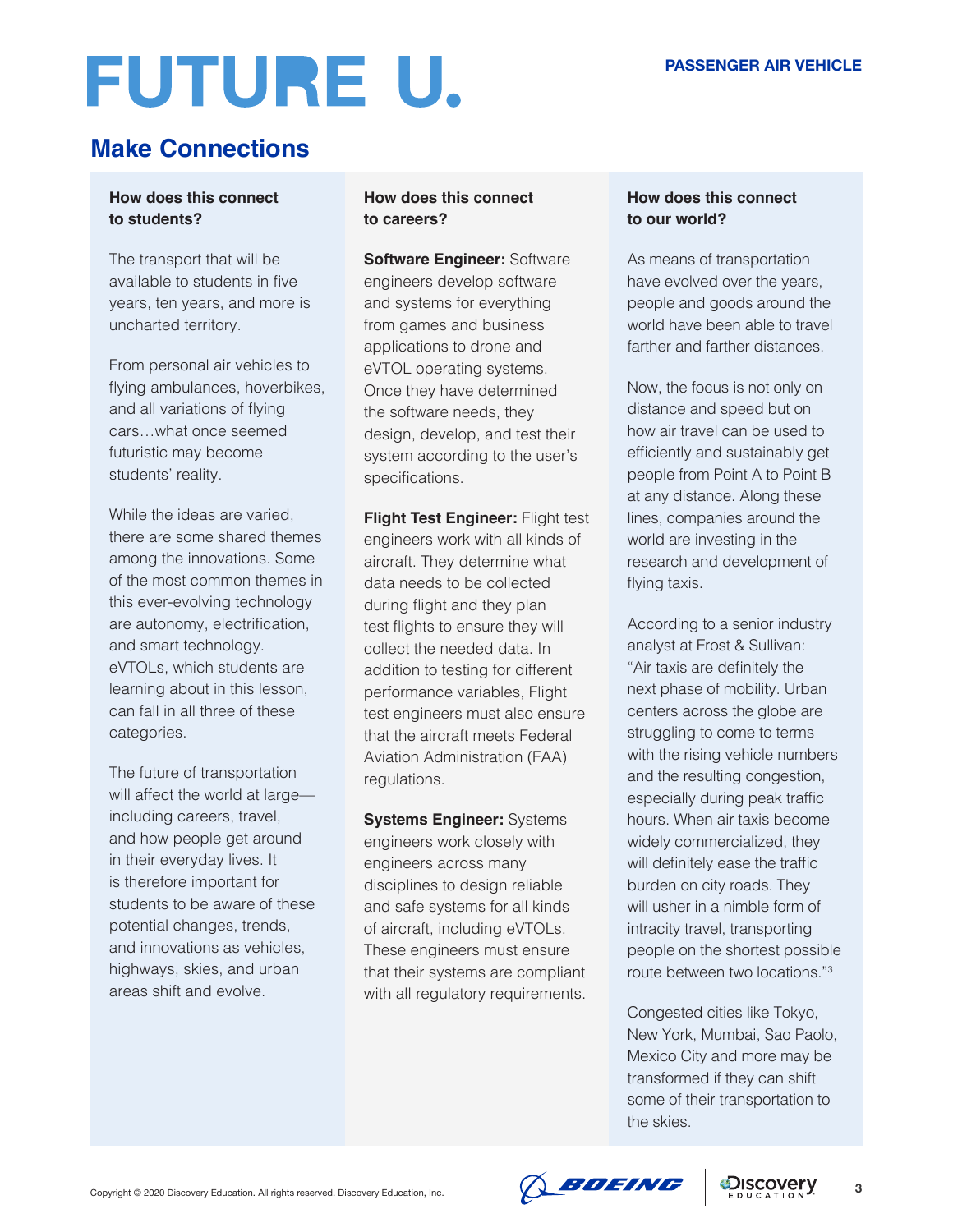# FUTURE U.

## Make Connections

### How does this connect to students?

The transport that will be available to students in five years, ten years, and more is uncharted territory.

From personal air vehicles to flying ambulances, hoverbikes, and all variations of flying cars…what once seemed futuristic may become students' reality.

While the ideas are varied, there are some shared themes among the innovations. Some of the most common themes in this ever-evolving technology are autonomy, electrification, and smart technology. eVTOLs, which students are learning about in this lesson, can fall in all three of these categories.

The future of transportation will affect the world at large—including careers, travel, and how people get around in their everyday lives. It is therefore important for students to be aware of these potential changes, trends, and innovations as vehicles, highways, skies, and urban areas shift and evolve.

### How does this connect to careers?

**Software Engineer:** Software engineers develop software and systems for everything from games and business applications to drone and eVTOL operating systems. Once they have determined the software needs, they design, develop, and test their system according to the user's specifications.

**Flight Test Engineer:** Flight test engineers work with all kinds of aircraft. They determine what data needs to be collected during flight and they plan test flights to ensure they will collect the needed data. In addition to testing for different performance variables, Flight test engineers must also ensure that the aircraft meets Federal Aviation Administration (FAA) regulations.

**Systems Engineer:** Systems engineers work closely with engineers across many disciplines to design reliable and safe systems for all kinds of aircraft, including eVTOLs. These engineers must ensure that their systems are compliant with all regulatory requirements.

### How does this connect to our world?

As means of transportation have evolved over the years, people and goods around the world have been able to travel farther and farther distances.

Now, the focus is not only on distance and speed but on how air travel can be used to efficiently and sustainably get people from Point A to Point B at any distance. Along these lines, companies around the world are investing in the research and development of flying taxis.

According to a senior industry analyst at Frost & Sullivan: "Air taxis are definitely the next phase of mobility. Urban centers across the globe are struggling to come to terms with the rising vehicle numbers and the resulting congestion, especially during peak traffic hours. When air taxis become widely commercialized, they will definitely ease the traffic burden on city roads. They will usher in a nimble form of intracity travel, transporting people on the shortest possible route between two locations."[3]

Congested cities like Tokyo, New York, Mumbai, Sao Paolo, Mexico City and more may be transformed if they can shift some of their transportation to the skies.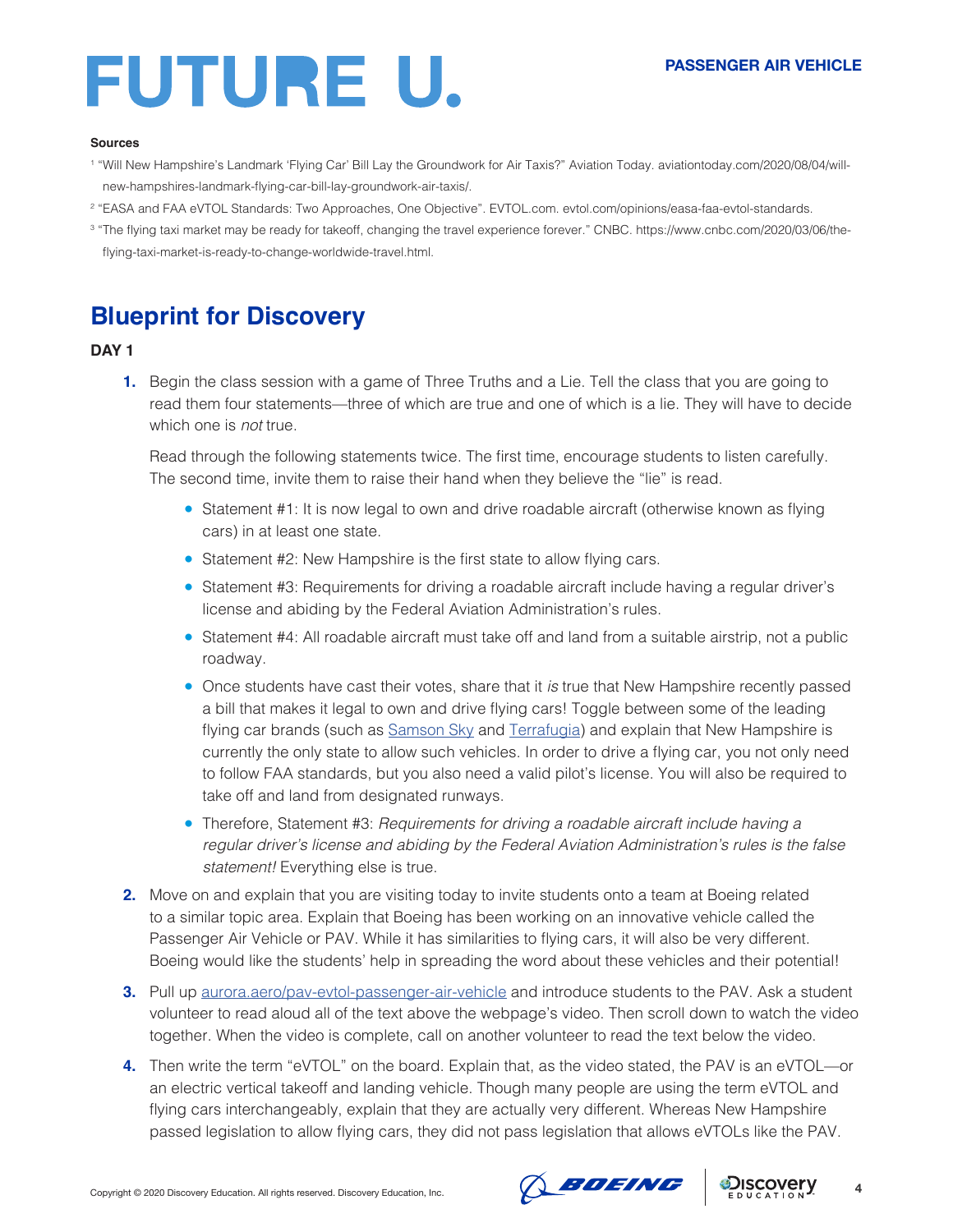**Sources**

[1] "Will New Hampshire's Landmark 'Flying Car' Bill Lay the Groundwork for Air Taxis?" Aviation Today. aviationtoday.com/2020/08/04/will-new-hampshires-landmark-flying-car-bill-lay-groundwork-air-taxis/.

[2] "EASA and FAA eVTOL Standards: Two Approaches, One Objective". EVTOL.com. evtol.com/opinions/easa-faa-evtol-standards.

[3] "The flying taxi market may be ready for takeoff, changing the travel experience forever." CNBC. https://www.cnbc.com/2020/03/06/the-flying-taxi-market-is-ready-to-change-worldwide-travel.html.

## Blueprint for Discovery

**DAY 1**

1. Begin the class session with a game of Three Truths and a Lie. Tell the class that you are going to read them four statements—three of which are true and one of which is a lie. They will have to decide which one is *not* true.

   Read through the following statements twice. The first time, encourage students to listen carefully. The second time, invite them to raise their hand when they believe the "lie" is read.

   - Statement #1: It is now legal to own and drive roadable aircraft (otherwise known as flying cars) in at least one state.
   - Statement #2: New Hampshire is the first state to allow flying cars.
   - Statement #3: Requirements for driving a roadable aircraft include having a regular driver's license and abiding by the Federal Aviation Administration's rules.
   - Statement #4: All roadable aircraft must take off and land from a suitable airstrip, not a public roadway.
   - Once students have cast their votes, share that it *is* true that New Hampshire recently passed a bill that makes it legal to own and drive flying cars! Toggle between some of the leading flying car brands (such as Samson Sky and Terrafugia) and explain that New Hampshire is currently the only state to allow such vehicles. In order to drive a flying car, you not only need to follow FAA standards, but you also need a valid pilot's license. You will also be required to take off and land from designated runways.
   - Therefore, Statement #3: *Requirements for driving a roadable aircraft include having a regular driver's license and abiding by the Federal Aviation Administration's rules is the false statement!* Everything else is true.

2. Move on and explain that you are visiting today to invite students onto a team at Boeing related to a similar topic area. Explain that Boeing has been working on an innovative vehicle called the Passenger Air Vehicle or PAV. While it has similarities to flying cars, it will also be very different. Boeing would like the students' help in spreading the word about these vehicles and their potential!

3. Pull up aurora.aero/pav-evtol-passenger-air-vehicle and introduce students to the PAV. Ask a student volunteer to read aloud all of the text above the webpage's video. Then scroll down to watch the video together. When the video is complete, call on another volunteer to read the text below the video.

4. Then write the term "eVTOL" on the board. Explain that, as the video stated, the PAV is an eVTOL—or an electric vertical takeoff and landing vehicle. Though many people are using the term eVTOL and flying cars interchangeably, explain that they are actually very different. Whereas New Hampshire passed legislation to allow flying cars, they did not pass legislation that allows eVTOLs like the PAV.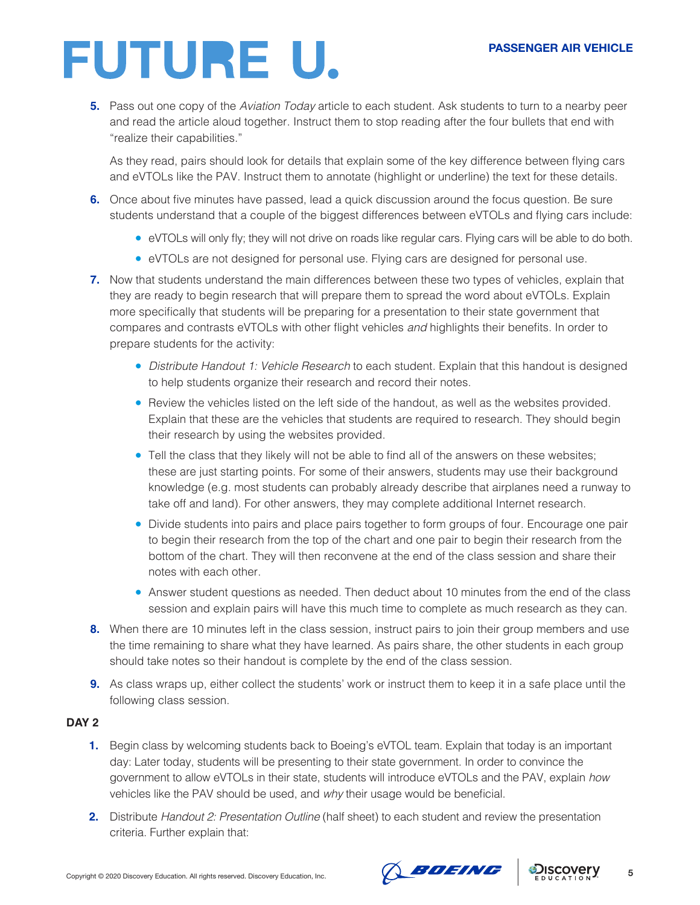5. Pass out one copy of the *Aviation Today* article to each student. Ask students to turn to a nearby peer and read the article aloud together. Instruct them to stop reading after the four bullets that end with "realize their capabilities."

   As they read, pairs should look for details that explain some of the key difference between flying cars and eVTOLs like the PAV. Instruct them to annotate (highlight or underline) the text for these details.

6. Once about five minutes have passed, lead a quick discussion around the focus question. Be sure students understand that a couple of the biggest differences between eVTOLs and flying cars include:
   - eVTOLs will only fly; they will not drive on roads like regular cars. Flying cars will be able to do both.
   - eVTOLs are not designed for personal use. Flying cars are designed for personal use.

7. Now that students understand the main differences between these two types of vehicles, explain that they are ready to begin research that will prepare them to spread the word about eVTOLs. Explain more specifically that students will be preparing for a presentation to their state government that compares and contrasts eVTOLs with other flight vehicles *and* highlights their benefits. In order to prepare students for the activity:
   - *Distribute Handout 1: Vehicle Research* to each student. Explain that this handout is designed to help students organize their research and record their notes.
   - Review the vehicles listed on the left side of the handout, as well as the websites provided. Explain that these are the vehicles that students are required to research. They should begin their research by using the websites provided.
   - Tell the class that they likely will not be able to find all of the answers on these websites; these are just starting points. For some of their answers, students may use their background knowledge (e.g. most students can probably already describe that airplanes need a runway to take off and land). For other answers, they may complete additional Internet research.
   - Divide students into pairs and place pairs together to form groups of four. Encourage one pair to begin their research from the top of the chart and one pair to begin their research from the bottom of the chart. They will then reconvene at the end of the class session and share their notes with each other.
   - Answer student questions as needed. Then deduct about 10 minutes from the end of the class session and explain pairs will have this much time to complete as much research as they can.

8. When there are 10 minutes left in the class session, instruct pairs to join their group members and use the time remaining to share what they have learned. As pairs share, the other students in each group should take notes so their handout is complete by the end of the class session.

9. As class wraps up, either collect the students' work or instruct them to keep it in a safe place until the following class session.

**DAY 2**

1. Begin class by welcoming students back to Boeing's eVTOL team. Explain that today is an important day: Later today, students will be presenting to their state government. In order to convince the government to allow eVTOLs in their state, students will introduce eVTOLs and the PAV, explain *how* vehicles like the PAV should be used, and *why* their usage would be beneficial.

2. Distribute *Handout 2: Presentation Outline* (half sheet) to each student and review the presentation criteria. Further explain that: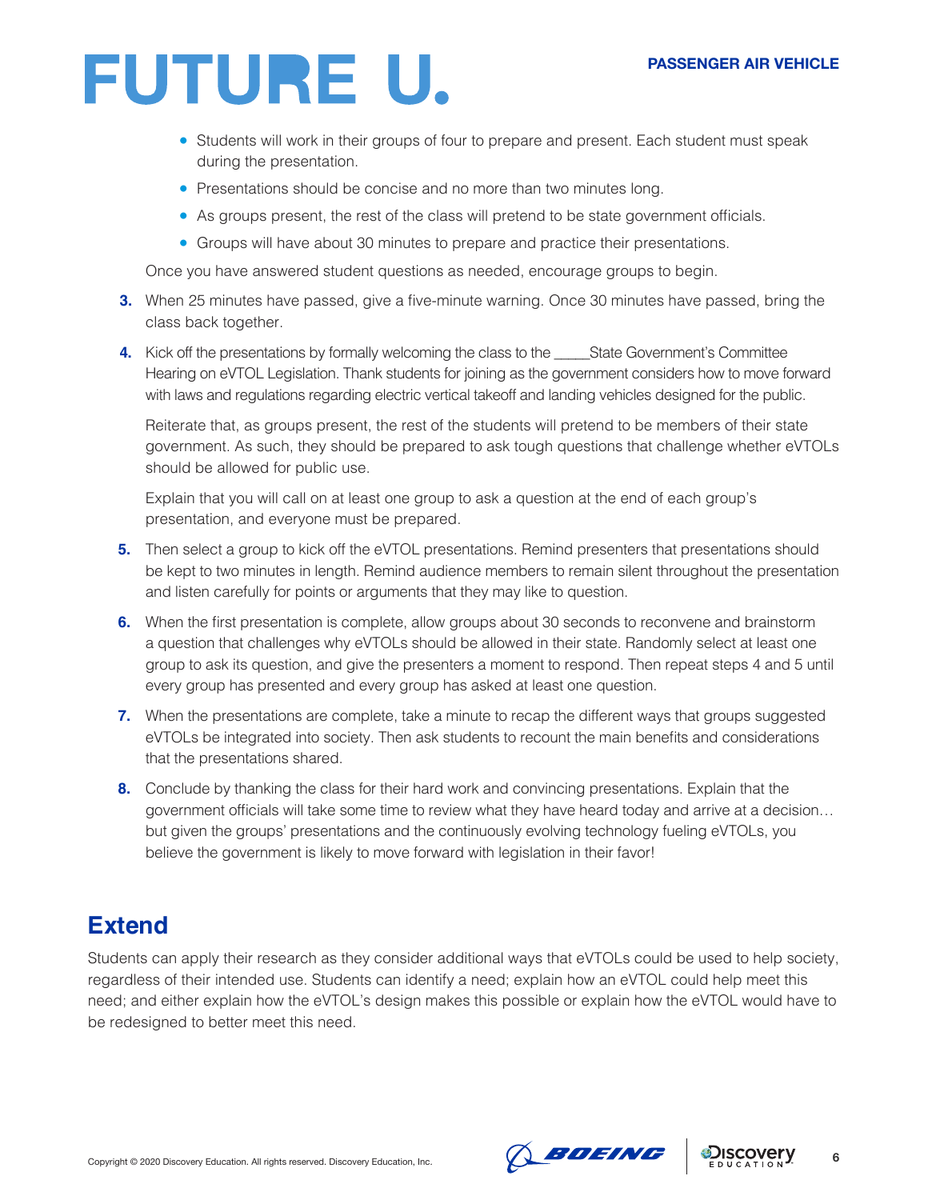- Students will work in their groups of four to prepare and present. Each student must speak during the presentation.
- Presentations should be concise and no more than two minutes long.
- As groups present, the rest of the class will pretend to be state government officials.
- Groups will have about 30 minutes to prepare and practice their presentations.

Once you have answered student questions as needed, encourage groups to begin.

3. When 25 minutes have passed, give a five-minute warning. Once 30 minutes have passed, bring the class back together.

4. Kick off the presentations by formally welcoming the class to the _____State Government's Committee Hearing on eVTOL Legislation. Thank students for joining as the government considers how to move forward with laws and regulations regarding electric vertical takeoff and landing vehicles designed for the public.

   Reiterate that, as groups present, the rest of the students will pretend to be members of their state government. As such, they should be prepared to ask tough questions that challenge whether eVTOLs should be allowed for public use.

   Explain that you will call on at least one group to ask a question at the end of each group's presentation, and everyone must be prepared.

5. Then select a group to kick off the eVTOL presentations. Remind presenters that presentations should be kept to two minutes in length. Remind audience members to remain silent throughout the presentation and listen carefully for points or arguments that they may like to question.

6. When the first presentation is complete, allow groups about 30 seconds to reconvene and brainstorm a question that challenges why eVTOLs should be allowed in their state. Randomly select at least one group to ask its question, and give the presenters a moment to respond. Then repeat steps 4 and 5 until every group has presented and every group has asked at least one question.

7. When the presentations are complete, take a minute to recap the different ways that groups suggested eVTOLs be integrated into society. Then ask students to recount the main benefits and considerations that the presentations shared.

8. Conclude by thanking the class for their hard work and convincing presentations. Explain that the government officials will take some time to review what they have heard today and arrive at a decision… but given the groups' presentations and the continuously evolving technology fueling eVTOLs, you believe the government is likely to move forward with legislation in their favor!

## Extend

Students can apply their research as they consider additional ways that eVTOLs could be used to help society, regardless of their intended use. Students can identify a need; explain how an eVTOL could help meet this need; and either explain how the eVTOL's design makes this possible or explain how the eVTOL would have to be redesigned to better meet this need.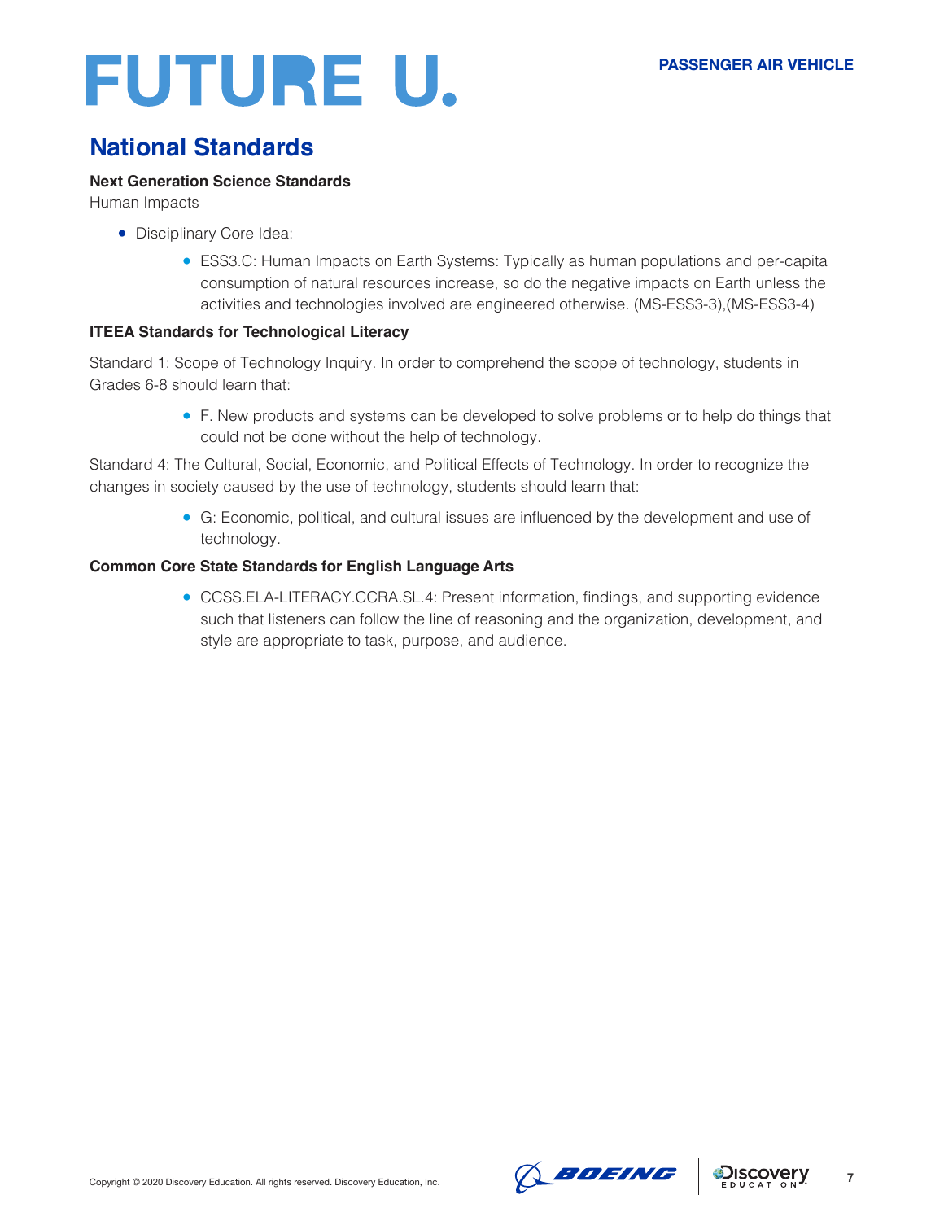## National Standards

**Next Generation Science Standards**

Human Impacts

- Disciplinary Core Idea:
  - ESS3.C: Human Impacts on Earth Systems: Typically as human populations and per-capita consumption of natural resources increase, so do the negative impacts on Earth unless the activities and technologies involved are engineered otherwise. (MS-ESS3-3),(MS-ESS3-4)

**ITEEA Standards for Technological Literacy**

Standard 1: Scope of Technology Inquiry. In order to comprehend the scope of technology, students in Grades 6-8 should learn that:

- F. New products and systems can be developed to solve problems or to help do things that could not be done without the help of technology.

Standard 4: The Cultural, Social, Economic, and Political Effects of Technology. In order to recognize the changes in society caused by the use of technology, students should learn that:

- G: Economic, political, and cultural issues are influenced by the development and use of technology.

**Common Core State Standards for English Language Arts**

- CCSS.ELA-LITERACY.CCRA.SL.4: Present information, findings, and supporting evidence such that listeners can follow the line of reasoning and the organization, development, and style are appropriate to task, purpose, and audience.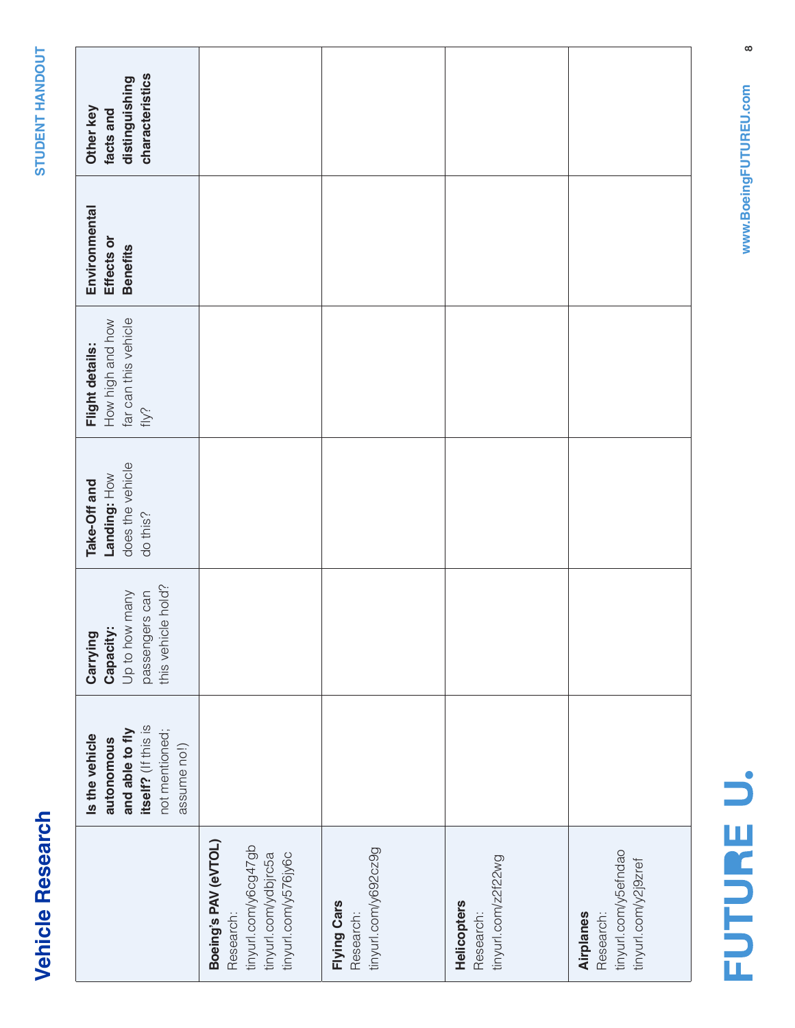# Vehicle Research

| | **Is the vehicle autonomous and able to fly itself?** (If this is not mentioned; assume no!) | **Carrying Capacity:** Up to how many passengers can this vehicle hold? | **Take-Off and Landing:** How does the vehicle do this? | **Flight details:** How high and how far can this vehicle fly? | **Environmental Effects or Benefits** | **Other key facts and distinguishing characteristics** |
|---|---|---|---|---|---|---|
| **Boeing's PAV (eVTOL)** Research: tinyurl.com/y6cg47gb tinyurl.com/ydbjrc5a tinyurl.com/y576jy6c | | | | | | |
| **Flying Cars** Research: tinyurl.com/y692cz9g | | | | | | |
| **Helicopters** Research: tinyurl.com/z2f22wg | | | | | | |
| **Airplanes** Research: tinyurl.com/y5efndao tinyurl.com/y2j9zref | | | | | | |

FUTURE U.

www.BoeingFUTUREU.com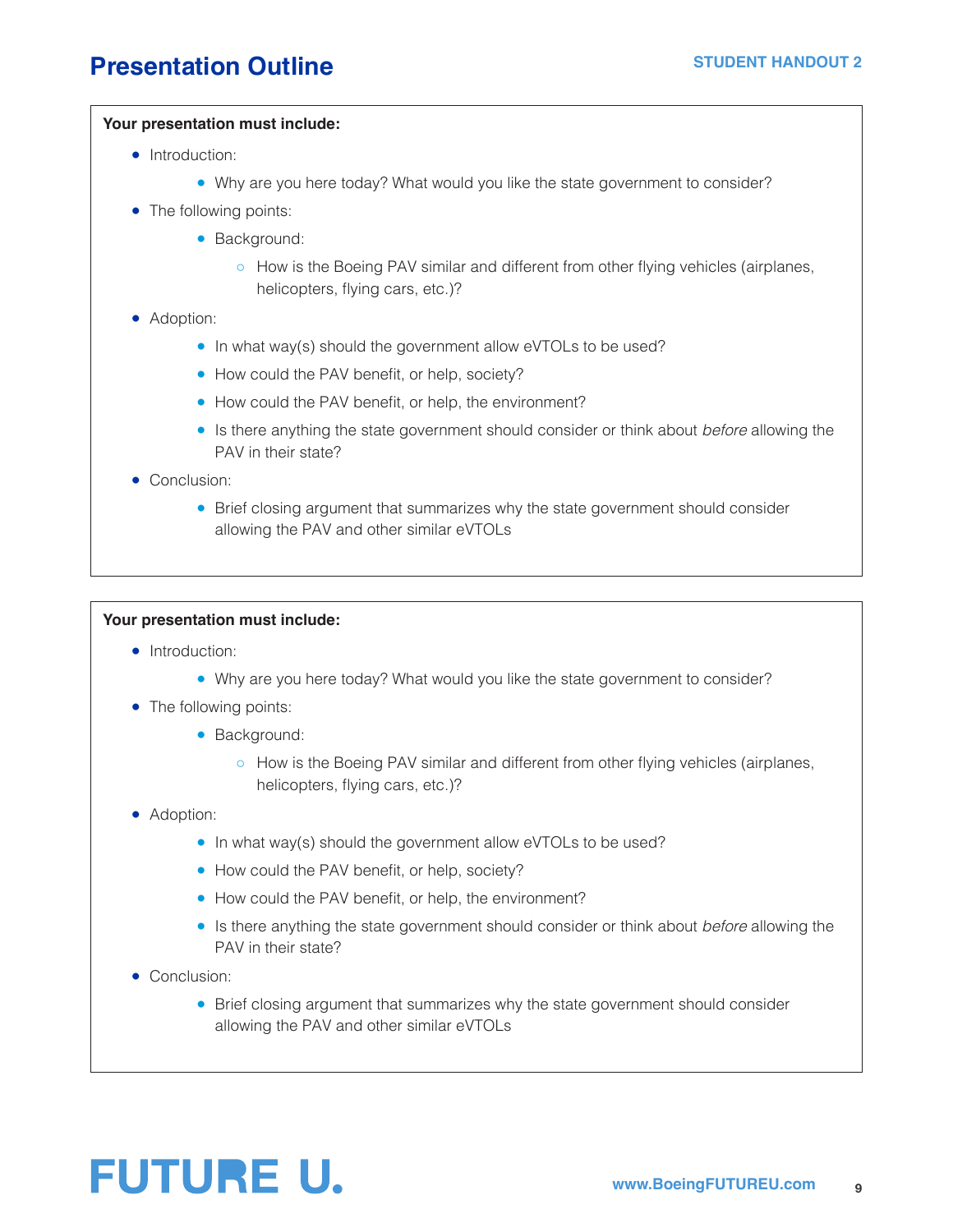# Presentation Outline

STUDENT HANDOUT 2

**Your presentation must include:**

- Introduction:
  - Why are you here today? What would you like the state government to consider?
- The following points:
  - Background:
    - How is the Boeing PAV similar and different from other flying vehicles (airplanes, helicopters, flying cars, etc.)?
- Adoption:
  - In what way(s) should the government allow eVTOLs to be used?
  - How could the PAV benefit, or help, society?
  - How could the PAV benefit, or help, the environment?
  - Is there anything the state government should consider or think about *before* allowing the PAV in their state?
- Conclusion:
  - Brief closing argument that summarizes why the state government should consider allowing the PAV and other similar eVTOLs

**Your presentation must include:**

- Introduction:
  - Why are you here today? What would you like the state government to consider?
- The following points:
  - Background:
    - How is the Boeing PAV similar and different from other flying vehicles (airplanes, helicopters, flying cars, etc.)?
- Adoption:
  - In what way(s) should the government allow eVTOLs to be used?
  - How could the PAV benefit, or help, society?
  - How could the PAV benefit, or help, the environment?
  - Is there anything the state government should consider or think about *before* allowing the PAV in their state?
- Conclusion:
  - Brief closing argument that summarizes why the state government should consider allowing the PAV and other similar eVTOLs

FUTURE U.

www.BoeingFUTUREU.com